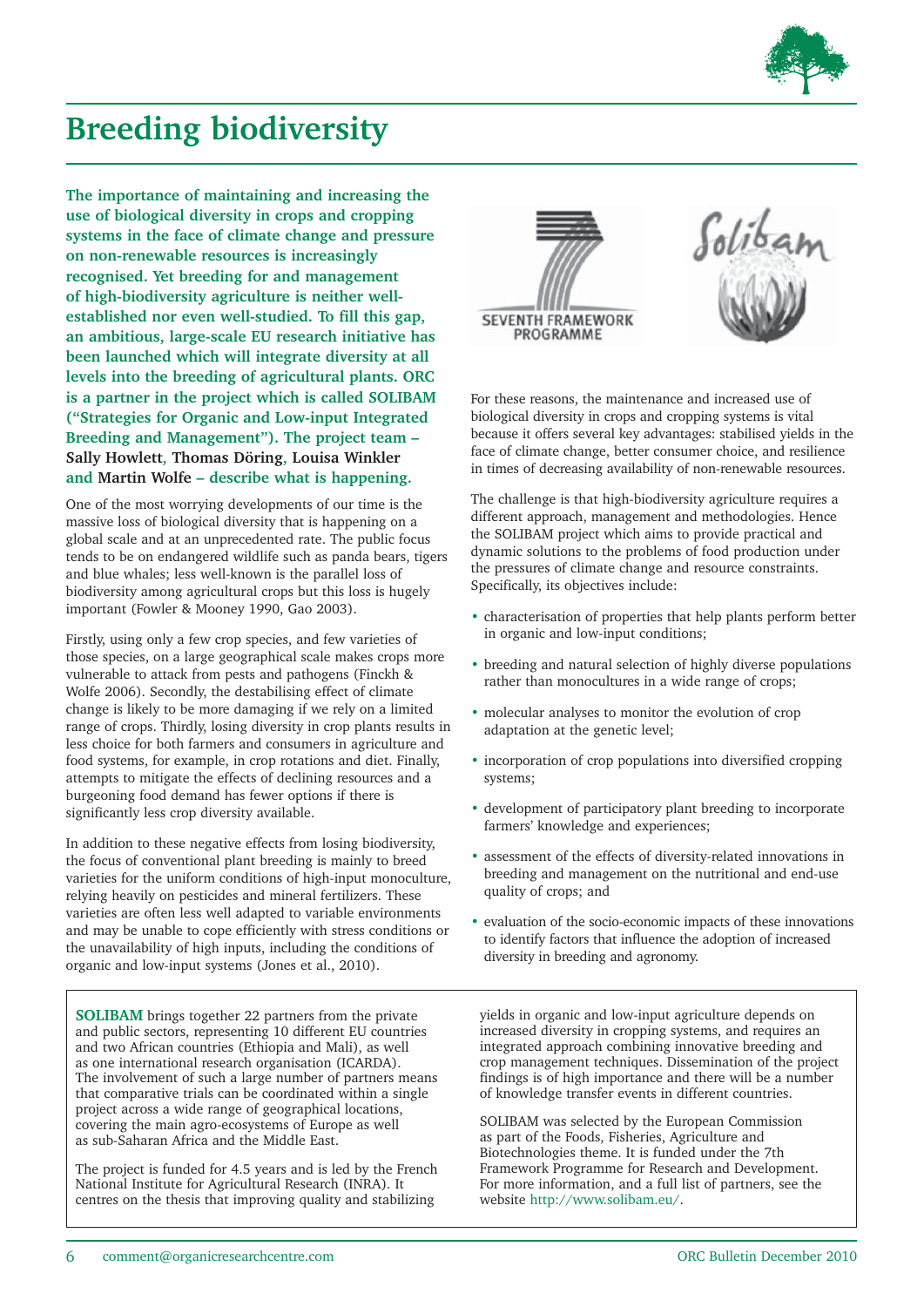# Breeding biodiversity

**The importance of maintaining and increasing the use of biological diversity in crops and cropping systems in the face of climate change and pressure on non-renewable resources is increasingly recognised. Yet breeding for and management of high-biodiversity agriculture is neither well-established nor even well-studied. To fill this gap, an ambitious, large-scale EU research initiative has been launched which will integrate diversity at all levels into the breeding of agricultural plants. ORC is a partner in the project which is called SOLIBAM ("Strategies for Organic and Low-input Integrated Breeding and Management"). The project team – Sally Howlett, Thomas Döring, Louisa Winkler and Martin Wolfe – describe what is happening.**

One of the most worrying developments of our time is the massive loss of biological diversity that is happening on a global scale and at an unprecedented rate. The public focus tends to be on endangered wildlife such as panda bears, tigers and blue whales; less well-known is the parallel loss of biodiversity among agricultural crops but this loss is hugely important (Fowler & Mooney 1990, Gao 2003).

Firstly, using only a few crop species, and few varieties of those species, on a large geographical scale makes crops more vulnerable to attack from pests and pathogens (Finckh & Wolfe 2006). Secondly, the destabilising effect of climate change is likely to be more damaging if we rely on a limited range of crops. Thirdly, losing diversity in crop plants results in less choice for both farmers and consumers in agriculture and food systems, for example, in crop rotations and diet. Finally, attempts to mitigate the effects of declining resources and a burgeoning food demand has fewer options if there is significantly less crop diversity available.

In addition to these negative effects from losing biodiversity, the focus of conventional plant breeding is mainly to breed varieties for the uniform conditions of high-input monoculture, relying heavily on pesticides and mineral fertilizers. These varieties are often less well adapted to variable environments and may be unable to cope efficiently with stress conditions or the unavailability of high inputs, including the conditions of organic and low-input systems (Jones et al., 2010).

For these reasons, the maintenance and increased use of biological diversity in crops and cropping systems is vital because it offers several key advantages: stabilised yields in the face of climate change, better consumer choice, and resilience in times of decreasing availability of non-renewable resources.

The challenge is that high-biodiversity agriculture requires a different approach, management and methodologies. Hence the SOLIBAM project which aims to provide practical and dynamic solutions to the problems of food production under the pressures of climate change and resource constraints. Specifically, its objectives include:

- characterisation of properties that help plants perform better in organic and low-input conditions;
- breeding and natural selection of highly diverse populations rather than monocultures in a wide range of crops;
- molecular analyses to monitor the evolution of crop adaptation at the genetic level;
- incorporation of crop populations into diversified cropping systems;
- development of participatory plant breeding to incorporate farmers' knowledge and experiences;
- assessment of the effects of diversity-related innovations in breeding and management on the nutritional and end-use quality of crops; and
- evaluation of the socio-economic impacts of these innovations to identify factors that influence the adoption of increased diversity in breeding and agronomy.

**SOLIBAM** brings together 22 partners from the private and public sectors, representing 10 different EU countries and two African countries (Ethiopia and Mali), as well as one international research organisation (ICARDA). The involvement of such a large number of partners means that comparative trials can be coordinated within a single project across a wide range of geographical locations, covering the main agro-ecosystems of Europe as well as sub-Saharan Africa and the Middle East.

The project is funded for 4.5 years and is led by the French National Institute for Agricultural Research (INRA). It centres on the thesis that improving quality and stabilizing yields in organic and low-input agriculture depends on increased diversity in cropping systems, and requires an integrated approach combining innovative breeding and crop management techniques. Dissemination of the project findings is of high importance and there will be a number of knowledge transfer events in different countries.

SOLIBAM was selected by the European Commission as part of the Foods, Fisheries, Agriculture and Biotechnologies theme. It is funded under the 7th Framework Programme for Research and Development. For more information, and a full list of partners, see the website http://www.solibam.eu/.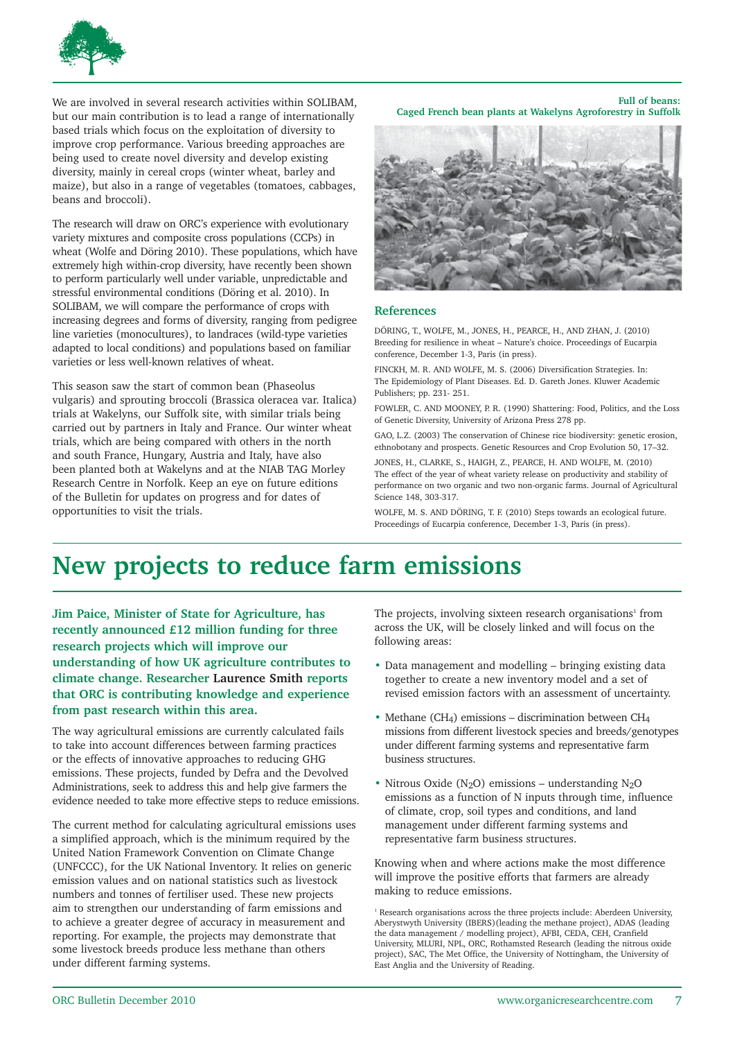We are involved in several research activities within SOLIBAM, but our main contribution is to lead a range of internationally based trials which focus on the exploitation of diversity to improve crop performance. Various breeding approaches are being used to create novel diversity and develop existing diversity, mainly in cereal crops (winter wheat, barley and maize), but also in a range of vegetables (tomatoes, cabbages, beans and broccoli).

The research will draw on ORC's experience with evolutionary variety mixtures and composite cross populations (CCPs) in wheat (Wolfe and Döring 2010). These populations, which have extremely high within-crop diversity, have recently been shown to perform particularly well under variable, unpredictable and stressful environmental conditions (Döring et al. 2010). In SOLIBAM, we will compare the performance of crops with increasing degrees and forms of diversity, ranging from pedigree line varieties (monocultures), to landraces (wild-type varieties adapted to local conditions) and populations based on familiar varieties or less well-known relatives of wheat.

This season saw the start of common bean (Phaseolus vulgaris) and sprouting broccoli (Brassica oleracea var. Italica) trials at Wakelyns, our Suffolk site, with similar trials being carried out by partners in Italy and France. Our winter wheat trials, which are being compared with others in the north and south France, Hungary, Austria and Italy, have also been planted both at Wakelyns and at the NIAB TAG Morley Research Centre in Norfolk. Keep an eye on future editions of the Bulletin for updates on progress and for dates of opportunities to visit the trials.

**Full of beans: Caged French bean plants at Wakelyns Agroforestry in Suffolk**

### References

DÖRING, T., WOLFE, M., JONES, H., PEARCE, H., AND ZHAN, J. (2010) Breeding for resilience in wheat – Nature's choice. Proceedings of Eucarpia conference, December 1-3, Paris (in press).

FINCKH, M. R. AND WOLFE, M. S. (2006) Diversification Strategies. In: The Epidemiology of Plant Diseases. Ed. D. Gareth Jones. Kluwer Academic Publishers; pp. 231- 251.

FOWLER, C. AND MOONEY, P. R. (1990) Shattering: Food, Politics, and the Loss of Genetic Diversity, University of Arizona Press 278 pp.

GAO, L.Z. (2003) The conservation of Chinese rice biodiversity: genetic erosion, ethnobotany and prospects. Genetic Resources and Crop Evolution 50, 17–32.

JONES, H., CLARKE, S., HAIGH, Z., PEARCE, H. AND WOLFE, M. (2010) The effect of the year of wheat variety release on productivity and stability of performance on two organic and two non-organic farms. Journal of Agricultural Science 148, 303-317.

WOLFE, M. S. AND DÖRING, T. F. (2010) Steps towards an ecological future. Proceedings of Eucarpia conference, December 1-3, Paris (in press).

# New projects to reduce farm emissions

**Jim Paice, Minister of State for Agriculture, has recently announced £12 million funding for three research projects which will improve our understanding of how UK agriculture contributes to climate change. Researcher Laurence Smith reports that ORC is contributing knowledge and experience from past research within this area.**

The way agricultural emissions are currently calculated fails to take into account differences between farming practices or the effects of innovative approaches to reducing GHG emissions. These projects, funded by Defra and the Devolved Administrations, seek to address this and help give farmers the evidence needed to take more effective steps to reduce emissions.

The current method for calculating agricultural emissions uses a simplified approach, which is the minimum required by the United Nation Framework Convention on Climate Change (UNFCCC), for the UK National Inventory. It relies on generic emission values and on national statistics such as livestock numbers and tonnes of fertiliser used. These new projects aim to strengthen our understanding of farm emissions and to achieve a greater degree of accuracy in measurement and reporting. For example, the projects may demonstrate that some livestock breeds produce less methane than others under different farming systems.

The projects, involving sixteen research organisations[1] from across the UK, will be closely linked and will focus on the following areas:

- Data management and modelling – bringing existing data together to create a new inventory model and a set of revised emission factors with an assessment of uncertainty.
- Methane ($CH_4$) emissions – discrimination between $CH_4$ missions from different livestock species and breeds/genotypes under different farming systems and representative farm business structures.
- Nitrous Oxide ($N_2O$) emissions – understanding $N_2O$ emissions as a function of N inputs through time, influence of climate, crop, soil types and conditions, and land management under different farming systems and representative farm business structures.

Knowing when and where actions make the most difference will improve the positive efforts that farmers are already making to reduce emissions.

[1] Research organisations across the three projects include: Aberdeen University, Aberystwyth University (IBERS)(leading the methane project), ADAS (leading the data management / modelling project), AFBI, CEDA, CEH, Cranfield University, MLURI, NPL, ORC, Rothamsted Research (leading the nitrous oxide project), SAC, The Met Office, the University of Nottingham, the University of East Anglia and the University of Reading.